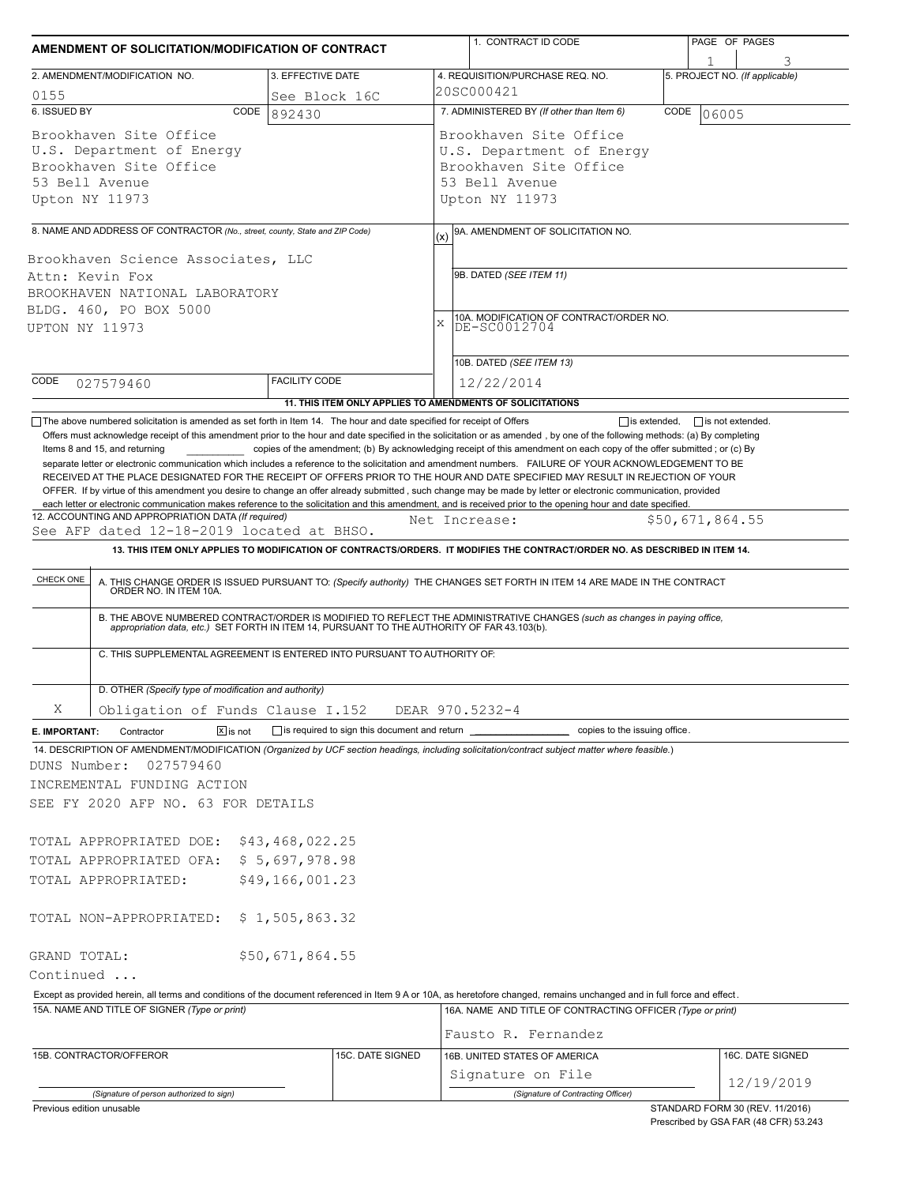# AMENDMENT OF SOLICITATION/MODIFICATION OF CONTRACT

| | |
|---|---|
| 1. CONTRACT ID CODE | |
| PAGE OF PAGES | 1 / 3 |
| 2. AMENDMENT/MODIFICATION NO. | 0155 |
| 3. EFFECTIVE DATE | See Block 16C |
| 4. REQUISITION/PURCHASE REQ. NO. | 20SC000421 |
| 5. PROJECT NO. (If applicable) | |
| 6. ISSUED BY | CODE 892430 |
| 7. ADMINISTERED BY (If other than Item 6) | CODE 06005 |

**6. ISSUED BY:**
Brookhaven Site Office
U.S. Department of Energy
Brookhaven Site Office
53 Bell Avenue
Upton NY 11973

**7. ADMINISTERED BY:**
Brookhaven Site Office
U.S. Department of Energy
Brookhaven Site Office
53 Bell Avenue
Upton NY 11973

**8. NAME AND ADDRESS OF CONTRACTOR** (No., street, county, State and ZIP Code)

Brookhaven Science Associates, LLC
Attn: Kevin Fox
BROOKHAVEN NATIONAL LABORATORY
BLDG. 460, PO BOX 5000
UPTON NY 11973

CODE 027579460 FACILITY CODE

(x) 9A. AMENDMENT OF SOLICITATION NO.

9B. DATED (SEE ITEM 11)

X 10A. MODIFICATION OF CONTRACT/ORDER NO. DE-SC0012704

10B. DATED (SEE ITEM 13) 12/22/2014

**11. THIS ITEM ONLY APPLIES TO AMENDMENTS OF SOLICITATIONS**

☐ The above numbered solicitation is amended as set forth in Item 14. The hour and date specified for receipt of Offers ☐ is extended, ☐ is not extended.

Offers must acknowledge receipt of this amendment prior to the hour and date specified in the solicitation or as amended , by one of the following methods: (a) By completing Items 8 and 15, and returning \_\_\_\_\_\_\_\_\_\_ copies of the amendment; (b) By acknowledging receipt of this amendment on each copy of the offer submitted ; or (c) By separate letter or electronic communication which includes a reference to the solicitation and amendment numbers. FAILURE OF YOUR ACKNOWLEDGEMENT TO BE RECEIVED AT THE PLACE DESIGNATED FOR THE RECEIPT OF OFFERS PRIOR TO THE HOUR AND DATE SPECIFIED MAY RESULT IN REJECTION OF YOUR OFFER. If by virtue of this amendment you desire to change an offer already submitted , such change may be made by letter or electronic communication, provided each letter or electronic communication makes reference to the solicitation and this amendment, and is received prior to the opening hour and date specified.

**12. ACCOUNTING AND APPROPRIATION DATA** (If required)
See AFP dated 12-18-2019 located at BHSO. Net Increase: $50,671,864.55

**13. THIS ITEM ONLY APPLIES TO MODIFICATION OF CONTRACTS/ORDERS. IT MODIFIES THE CONTRACT/ORDER NO. AS DESCRIBED IN ITEM 14.**

| CHECK ONE | |
|---|---|
| | A. THIS CHANGE ORDER IS ISSUED PURSUANT TO: (Specify authority) THE CHANGES SET FORTH IN ITEM 14 ARE MADE IN THE CONTRACT ORDER NO. IN ITEM 10A. |
| | B. THE ABOVE NUMBERED CONTRACT/ORDER IS MODIFIED TO REFLECT THE ADMINISTRATIVE CHANGES (such as changes in paying office, appropriation data, etc.) SET FORTH IN ITEM 14, PURSUANT TO THE AUTHORITY OF FAR 43.103(b). |
| | C. THIS SUPPLEMENTAL AGREEMENT IS ENTERED INTO PURSUANT TO AUTHORITY OF: |
| | D. OTHER (Specify type of modification and authority) |
| X | Obligation of Funds Clause I.152 DEAR 970.5232-4 |

**E. IMPORTANT:** Contractor ☒ is not ☐ is required to sign this document and return \_\_\_\_\_\_\_\_ copies to the issuing office.

**14. DESCRIPTION OF AMENDMENT/MODIFICATION** (Organized by UCF section headings, including solicitation/contract subject matter where feasible.)

DUNS Number: 027579460
INCREMENTAL FUNDING ACTION
SEE FY 2020 AFP NO. 63 FOR DETAILS

TOTAL APPROPRIATED DOE: $43,468,022.25
TOTAL APPROPRIATED OFA: $ 5,697,978.98
TOTAL APPROPRIATED: $49,166,001.23

TOTAL NON-APPROPRIATED: $ 1,505,863.32

GRAND TOTAL: $50,671,864.55
Continued ...

Except as provided herein, all terms and conditions of the document referenced in Item 9 A or 10A, as heretofore changed, remains unchanged and in full force and effect.

| | |
|---|---|
| 15A. NAME AND TITLE OF SIGNER (Type or print) | 16A. NAME AND TITLE OF CONTRACTING OFFICER (Type or print): Fausto R. Fernandez |
| 15B. CONTRACTOR/OFFEROR (Signature of person authorized to sign) | 16B. UNITED STATES OF AMERICA: Signature on File (Signature of Contracting Officer) |
| 15C. DATE SIGNED | 16C. DATE SIGNED: 12/19/2019 |

Previous edition unusable

STANDARD FORM 30 (REV. 11/2016)
Prescribed by GSA FAR (48 CFR) 53.243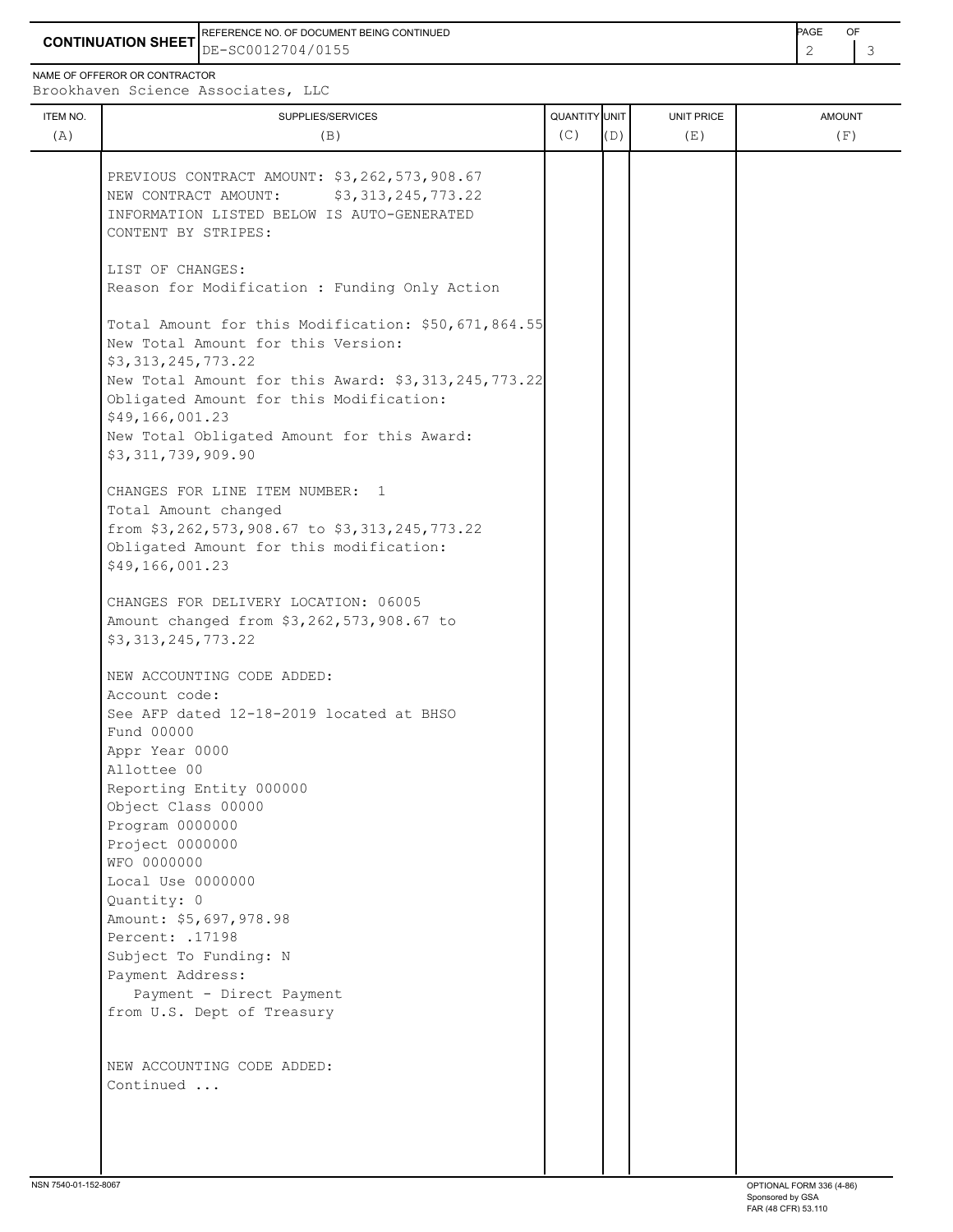**CONTINUATION SHEET**

REFERENCE NO. OF DOCUMENT BEING CONTINUED: DE-SC0012704/0155

NAME OF OFFEROR OR CONTRACTOR: Brookhaven Science Associates, LLC

| ITEM NO. (A) | SUPPLIES/SERVICES (B) | QUANTITY (C) | UNIT (D) | UNIT PRICE (E) | AMOUNT (F) |
|---|---|---|---|---|---|
| | PREVIOUS CONTRACT AMOUNT: $3,262,573,908.67<br>NEW CONTRACT AMOUNT: $3,313,245,773.22<br>INFORMATION LISTED BELOW IS AUTO-GENERATED CONTENT BY STRIPES:<br><br>LIST OF CHANGES:<br>Reason for Modification : Funding Only Action<br><br>Total Amount for this Modification: $50,671,864.55<br>New Total Amount for this Version: $3,313,245,773.22<br>New Total Amount for this Award: $3,313,245,773.22<br>Obligated Amount for this Modification: $49,166,001.23<br>New Total Obligated Amount for this Award: $3,311,739,909.90<br><br>CHANGES FOR LINE ITEM NUMBER: 1<br>Total Amount changed from $3,262,573,908.67 to $3,313,245,773.22<br>Obligated Amount for this modification: $49,166,001.23<br><br>CHANGES FOR DELIVERY LOCATION: 06005<br>Amount changed from $3,262,573,908.67 to $3,313,245,773.22<br><br>NEW ACCOUNTING CODE ADDED:<br>Account code:<br>See AFP dated 12-18-2019 located at BHSO<br>Fund 00000<br>Appr Year 0000<br>Allottee 00<br>Reporting Entity 000000<br>Object Class 00000<br>Program 0000000<br>Project 0000000<br>WFO 0000000<br>Local Use 0000000<br>Quantity: 0<br>Amount: $5,697,978.98<br>Percent: .17198<br>Subject To Funding: N<br>Payment Address:<br>Payment - Direct Payment from U.S. Dept of Treasury<br><br>NEW ACCOUNTING CODE ADDED:<br>Continued ... | | | | |

NSN 7540-01-152-8067

OPTIONAL FORM 336 (4-86)
Sponsored by GSA
FAR (48 CFR) 53.110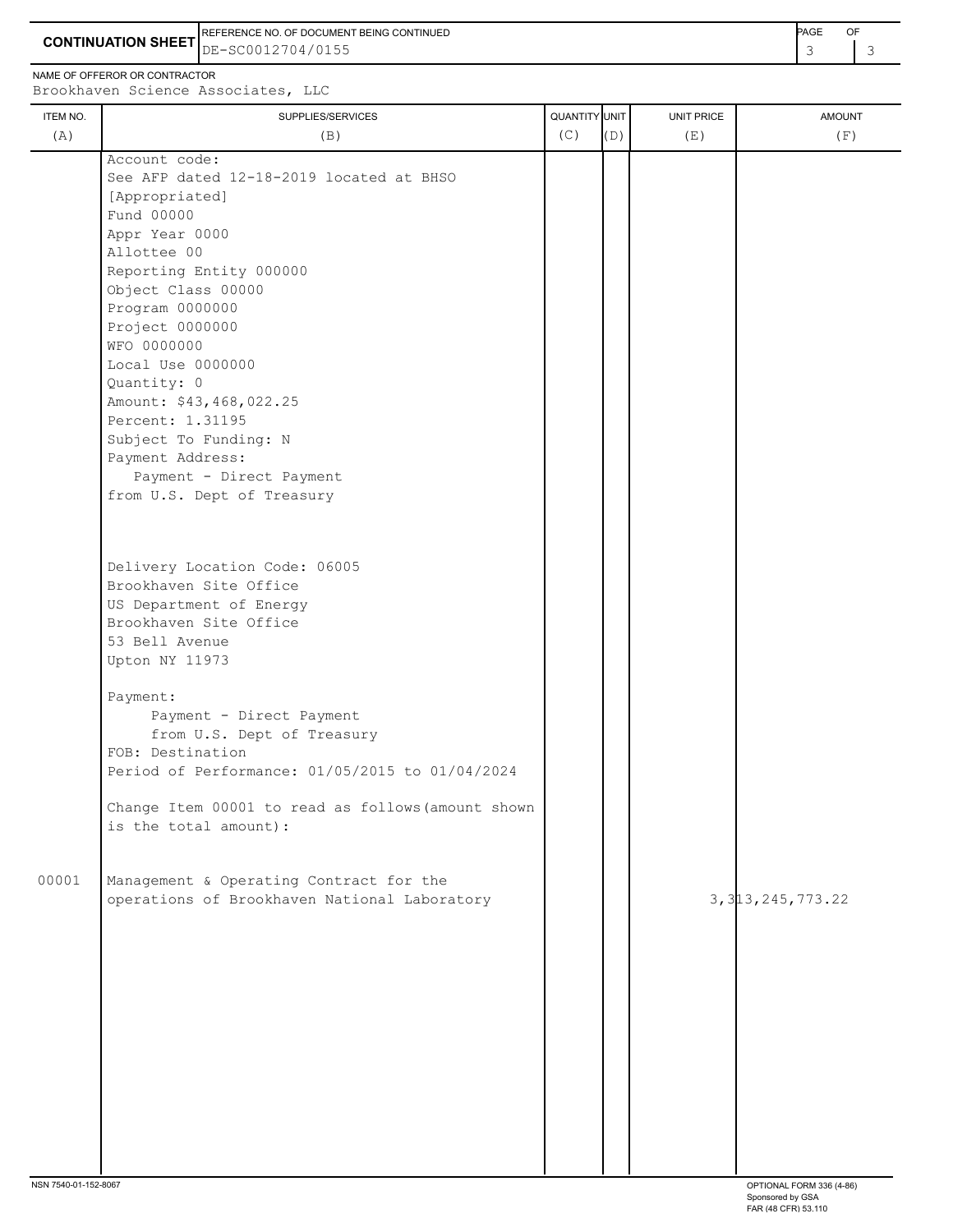**CONTINUATION SHEET**

REFERENCE NO. OF DOCUMENT BEING CONTINUED
DE-SC0012704/0155

NAME OF OFFEROR OR CONTRACTOR
Brookhaven Science Associates, LLC

| ITEM NO. (A) | SUPPLIES/SERVICES (B) | QUANTITY (C) | UNIT (D) | UNIT PRICE (E) | AMOUNT (F) |
|---|---|---|---|---|---|
| | Account code:<br>See AFP dated 12-18-2019 located at BHSO<br>[Appropriated]<br>Fund 00000<br>Appr Year 0000<br>Allottee 00<br>Reporting Entity 000000<br>Object Class 00000<br>Program 0000000<br>Project 0000000<br>WFO 0000000<br>Local Use 0000000<br>Quantity: 0<br>Amount: $43,468,022.25<br>Percent: 1.31195<br>Subject To Funding: N<br>Payment Address:<br>Payment - Direct Payment<br>from U.S. Dept of Treasury<br><br>Delivery Location Code: 06005<br>Brookhaven Site Office<br>US Department of Energy<br>Brookhaven Site Office<br>53 Bell Avenue<br>Upton NY 11973<br><br>Payment:<br>Payment - Direct Payment<br>from U.S. Dept of Treasury<br>FOB: Destination<br>Period of Performance: 01/05/2015 to 01/04/2024<br><br>Change Item 00001 to read as follows(amount shown is the total amount): | | | | |
| 00001 | Management & Operating Contract for the operations of Brookhaven National Laboratory | | | | 3,313,245,773.22 |

NSN 7540-01-152-8067

OPTIONAL FORM 336 (4-86)
Sponsored by GSA
FAR (48 CFR) 53.110